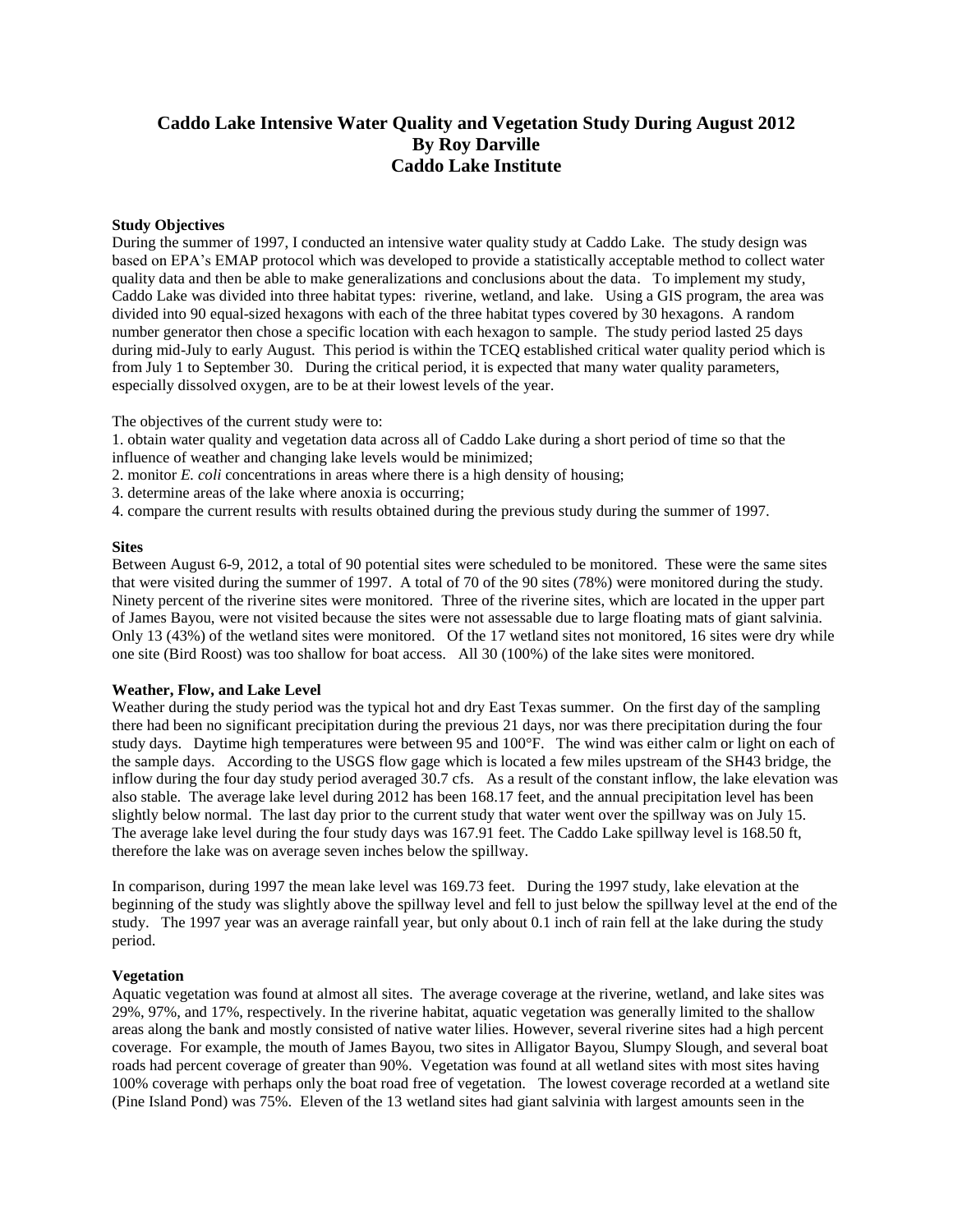# Caddo Lake Intensive Water Quality and Vegetation Study During August 2012
## By Roy Darville
## Caddo Lake Institute

### Study Objectives

During the summer of 1997, I conducted an intensive water quality study at Caddo Lake. The study design was based on EPA's EMAP protocol which was developed to provide a statistically acceptable method to collect water quality data and then be able to make generalizations and conclusions about the data. To implement my study, Caddo Lake was divided into three habitat types: riverine, wetland, and lake. Using a GIS program, the area was divided into 90 equal-sized hexagons with each of the three habitat types covered by 30 hexagons. A random number generator then chose a specific location with each hexagon to sample. The study period lasted 25 days during mid-July to early August. This period is within the TCEQ established critical water quality period which is from July 1 to September 30. During the critical period, it is expected that many water quality parameters, especially dissolved oxygen, are to be at their lowest levels of the year.

The objectives of the current study were to:

1. obtain water quality and vegetation data across all of Caddo Lake during a short period of time so that the influence of weather and changing lake levels would be minimized;
2. monitor *E. coli* concentrations in areas where there is a high density of housing;
3. determine areas of the lake where anoxia is occurring;
4. compare the current results with results obtained during the previous study during the summer of 1997.

### Sites

Between August 6-9, 2012, a total of 90 potential sites were scheduled to be monitored. These were the same sites that were visited during the summer of 1997. A total of 70 of the 90 sites (78%) were monitored during the study. Ninety percent of the riverine sites were monitored. Three of the riverine sites, which are located in the upper part of James Bayou, were not visited because the sites were not assessable due to large floating mats of giant salvinia. Only 13 (43%) of the wetland sites were monitored. Of the 17 wetland sites not monitored, 16 sites were dry while one site (Bird Roost) was too shallow for boat access. All 30 (100%) of the lake sites were monitored.

### Weather, Flow, and Lake Level

Weather during the study period was the typical hot and dry East Texas summer. On the first day of the sampling there had been no significant precipitation during the previous 21 days, nor was there precipitation during the four study days. Daytime high temperatures were between 95 and 100°F. The wind was either calm or light on each of the sample days. According to the USGS flow gage which is located a few miles upstream of the SH43 bridge, the inflow during the four day study period averaged 30.7 cfs. As a result of the constant inflow, the lake elevation was also stable. The average lake level during 2012 has been 168.17 feet, and the annual precipitation level has been slightly below normal. The last day prior to the current study that water went over the spillway was on July 15. The average lake level during the four study days was 167.91 feet. The Caddo Lake spillway level is 168.50 ft, therefore the lake was on average seven inches below the spillway.

In comparison, during 1997 the mean lake level was 169.73 feet. During the 1997 study, lake elevation at the beginning of the study was slightly above the spillway level and fell to just below the spillway level at the end of the study. The 1997 year was an average rainfall year, but only about 0.1 inch of rain fell at the lake during the study period.

### Vegetation

Aquatic vegetation was found at almost all sites. The average coverage at the riverine, wetland, and lake sites was 29%, 97%, and 17%, respectively. In the riverine habitat, aquatic vegetation was generally limited to the shallow areas along the bank and mostly consisted of native water lilies. However, several riverine sites had a high percent coverage. For example, the mouth of James Bayou, two sites in Alligator Bayou, Slumpy Slough, and several boat roads had percent coverage of greater than 90%. Vegetation was found at all wetland sites with most sites having 100% coverage with perhaps only the boat road free of vegetation. The lowest coverage recorded at a wetland site (Pine Island Pond) was 75%. Eleven of the 13 wetland sites had giant salvinia with largest amounts seen in the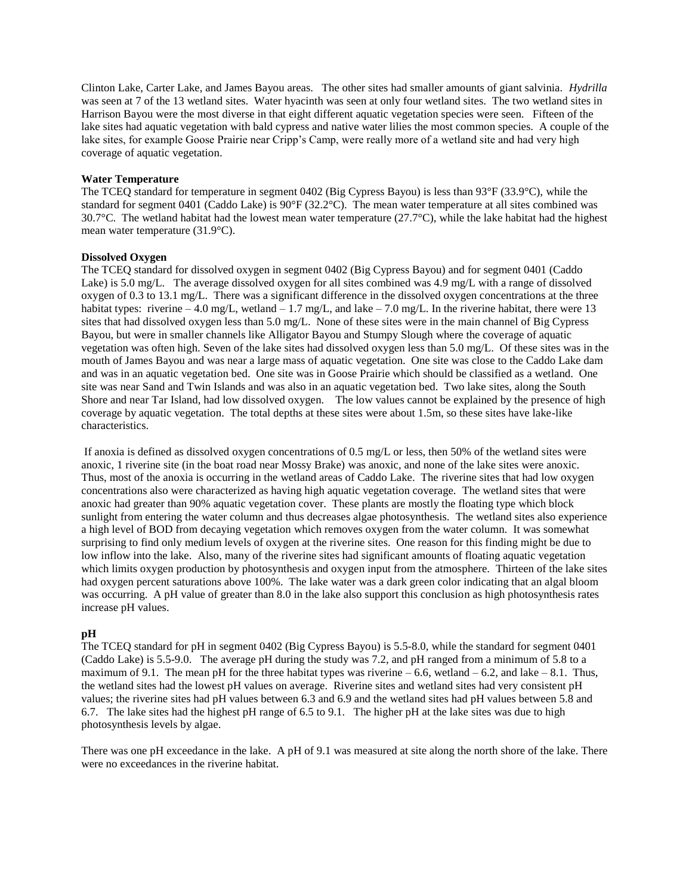Clinton Lake, Carter Lake, and James Bayou areas. The other sites had smaller amounts of giant salvinia. *Hydrilla* was seen at 7 of the 13 wetland sites. Water hyacinth was seen at only four wetland sites. The two wetland sites in Harrison Bayou were the most diverse in that eight different aquatic vegetation species were seen. Fifteen of the lake sites had aquatic vegetation with bald cypress and native water lilies the most common species. A couple of the lake sites, for example Goose Prairie near Cripp's Camp, were really more of a wetland site and had very high coverage of aquatic vegetation.

**Water Temperature**

The TCEQ standard for temperature in segment 0402 (Big Cypress Bayou) is less than 93°F (33.9°C), while the standard for segment 0401 (Caddo Lake) is 90°F (32.2°C). The mean water temperature at all sites combined was 30.7°C. The wetland habitat had the lowest mean water temperature (27.7°C), while the lake habitat had the highest mean water temperature (31.9°C).

**Dissolved Oxygen**

The TCEQ standard for dissolved oxygen in segment 0402 (Big Cypress Bayou) and for segment 0401 (Caddo Lake) is 5.0 mg/L. The average dissolved oxygen for all sites combined was 4.9 mg/L with a range of dissolved oxygen of 0.3 to 13.1 mg/L. There was a significant difference in the dissolved oxygen concentrations at the three habitat types: riverine – 4.0 mg/L, wetland – 1.7 mg/L, and lake – 7.0 mg/L. In the riverine habitat, there were 13 sites that had dissolved oxygen less than 5.0 mg/L. None of these sites were in the main channel of Big Cypress Bayou, but were in smaller channels like Alligator Bayou and Stumpy Slough where the coverage of aquatic vegetation was often high. Seven of the lake sites had dissolved oxygen less than 5.0 mg/L. Of these sites was in the mouth of James Bayou and was near a large mass of aquatic vegetation. One site was close to the Caddo Lake dam and was in an aquatic vegetation bed. One site was in Goose Prairie which should be classified as a wetland. One site was near Sand and Twin Islands and was also in an aquatic vegetation bed. Two lake sites, along the South Shore and near Tar Island, had low dissolved oxygen. The low values cannot be explained by the presence of high coverage by aquatic vegetation. The total depths at these sites were about 1.5m, so these sites have lake-like characteristics.

If anoxia is defined as dissolved oxygen concentrations of 0.5 mg/L or less, then 50% of the wetland sites were anoxic, 1 riverine site (in the boat road near Mossy Brake) was anoxic, and none of the lake sites were anoxic. Thus, most of the anoxia is occurring in the wetland areas of Caddo Lake. The riverine sites that had low oxygen concentrations also were characterized as having high aquatic vegetation coverage. The wetland sites that were anoxic had greater than 90% aquatic vegetation cover. These plants are mostly the floating type which block sunlight from entering the water column and thus decreases algae photosynthesis. The wetland sites also experience a high level of BOD from decaying vegetation which removes oxygen from the water column. It was somewhat surprising to find only medium levels of oxygen at the riverine sites. One reason for this finding might be due to low inflow into the lake. Also, many of the riverine sites had significant amounts of floating aquatic vegetation which limits oxygen production by photosynthesis and oxygen input from the atmosphere. Thirteen of the lake sites had oxygen percent saturations above 100%. The lake water was a dark green color indicating that an algal bloom was occurring. A pH value of greater than 8.0 in the lake also support this conclusion as high photosynthesis rates increase pH values.

**pH**

The TCEQ standard for pH in segment 0402 (Big Cypress Bayou) is 5.5-8.0, while the standard for segment 0401 (Caddo Lake) is 5.5-9.0. The average pH during the study was 7.2, and pH ranged from a minimum of 5.8 to a maximum of 9.1. The mean pH for the three habitat types was riverine – 6.6, wetland – 6.2, and lake – 8.1. Thus, the wetland sites had the lowest pH values on average. Riverine sites and wetland sites had very consistent pH values; the riverine sites had pH values between 6.3 and 6.9 and the wetland sites had pH values between 5.8 and 6.7. The lake sites had the highest pH range of 6.5 to 9.1. The higher pH at the lake sites was due to high photosynthesis levels by algae.

There was one pH exceedance in the lake. A pH of 9.1 was measured at site along the north shore of the lake. There were no exceedances in the riverine habitat.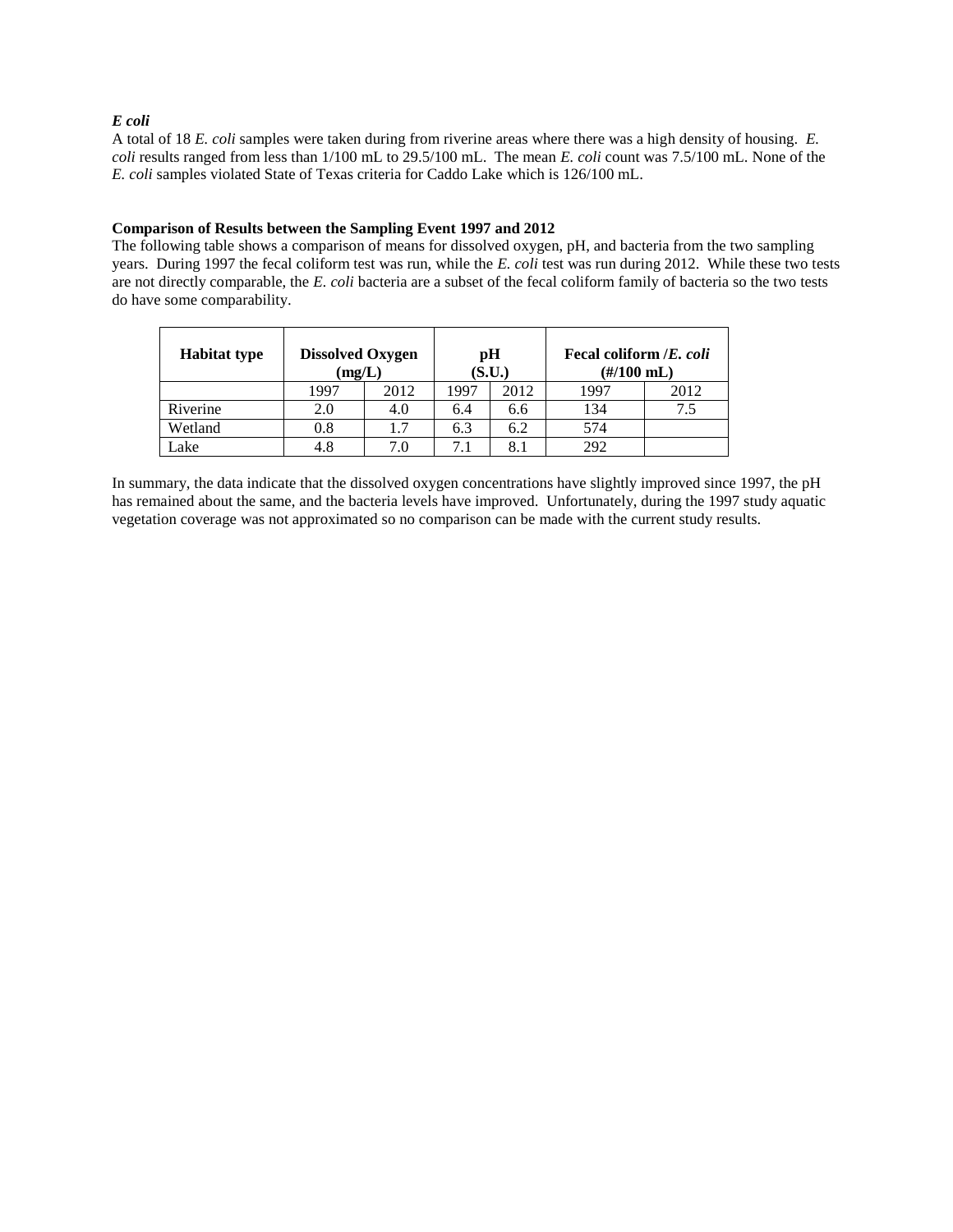***E coli***

A total of 18 *E. coli* samples were taken during from riverine areas where there was a high density of housing. *E. coli* results ranged from less than 1/100 mL to 29.5/100 mL. The mean *E. coli* count was 7.5/100 mL. None of the *E. coli* samples violated State of Texas criteria for Caddo Lake which is 126/100 mL.

**Comparison of Results between the Sampling Event 1997 and 2012**

The following table shows a comparison of means for dissolved oxygen, pH, and bacteria from the two sampling years. During 1997 the fecal coliform test was run, while the *E. coli* test was run during 2012. While these two tests are not directly comparable, the *E. coli* bacteria are a subset of the fecal coliform family of bacteria so the two tests do have some comparability.

| **Habitat type** | **Dissolved Oxygen (mg/L)** | | **pH (S.U.)** | | **Fecal coliform /*E. coli* (#/100 mL)** | |
|---|---|---|---|---|---|---|
| | 1997 | 2012 | 1997 | 2012 | 1997 | 2012 |
| Riverine | 2.0 | 4.0 | 6.4 | 6.6 | 134 | 7.5 |
| Wetland | 0.8 | 1.7 | 6.3 | 6.2 | 574 | |
| Lake | 4.8 | 7.0 | 7.1 | 8.1 | 292 | |

In summary, the data indicate that the dissolved oxygen concentrations have slightly improved since 1997, the pH has remained about the same, and the bacteria levels have improved. Unfortunately, during the 1997 study aquatic vegetation coverage was not approximated so no comparison can be made with the current study results.